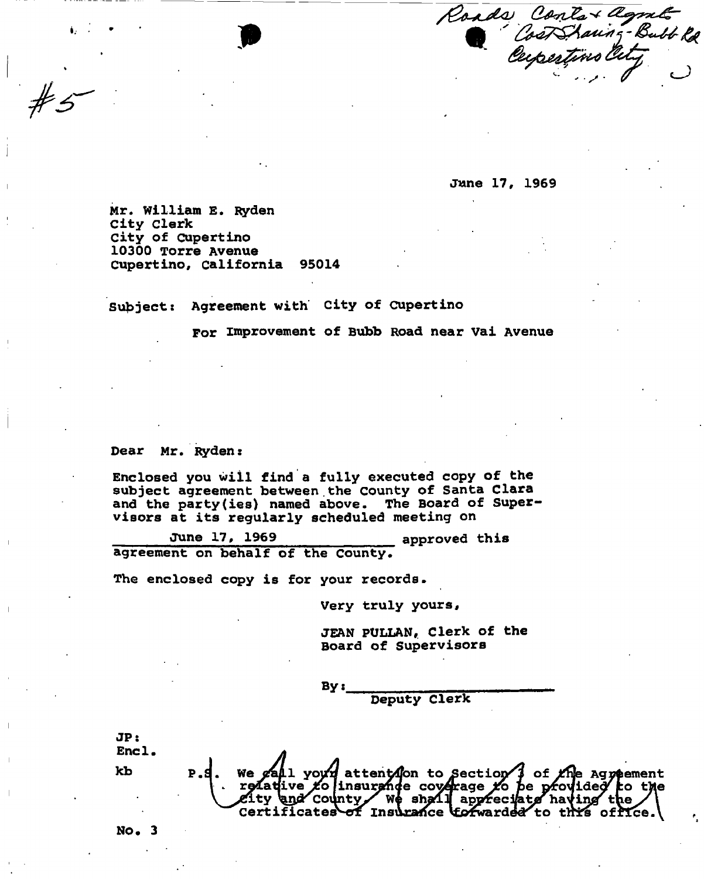Roads Conts + Agmts
Cost Sharing - Bubb Rd
Cupertino City

#5

June 17, 1969

Mr. William E. Ryden
City Clerk
City of Cupertino
10300 Torre Avenue
Cupertino, California 95014

Subject: Agreement with City of Cupertino

For Improvement of Bubb Road near Vai Avenue

Dear Mr. Ryden:

Enclosed you will find a fully executed copy of the subject agreement between the County of Santa Clara and the party(ies) named above. The Board of Supervisors at its regularly scheduled meeting on June 17, 1969 approved this agreement on behalf of the County.

The enclosed copy is for your records.

Very truly yours,

JEAN PULLAN, Clerk of the
Board of Supervisors

By: ______________________
Deputy Clerk

JP:
Encl.

kb

P.S. We call your attention to Section 3 of the Agreement relative to insurance coverage to be provided to the City and County. We shall appreciate having the Certificates of Insurance forwarded to this office.

No. 3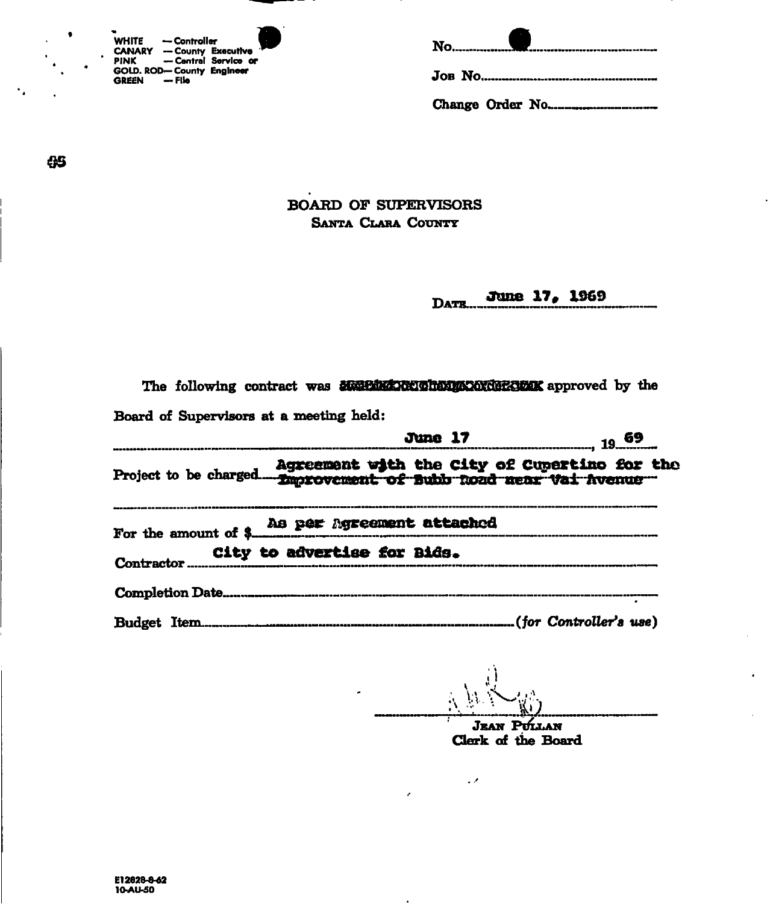WHITE — Controller
CANARY — County Executive
PINK — Central Service or
GOLD. ROD— County Engineer
GREEN — File

No.

Job No.

Change Order No.

95

# BOARD OF SUPERVISORS

## Santa Clara County

Date June 17, 1969

The following contract was ~~awarded or change order was~~ approved by the Board of Supervisors at a meeting held:

June 17, 1969

Project to be charged Agreement with the City of Cupertino for the ~~Improvement of Bubb Road near Vai Avenue~~

For the amount of $ As per Agreement attached

Contractor City to advertise for Bids.

Completion Date

Budget Item (*for Controller's use*)

Jean Pullan
Clerk of the Board

E12828-8-62
10-AU-50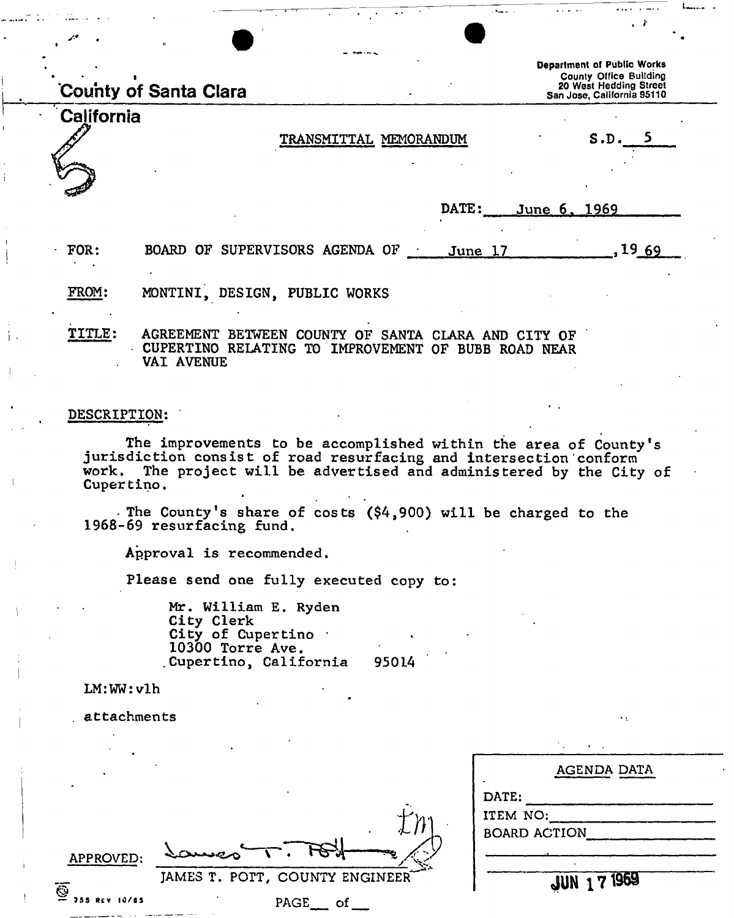County of Santa Clara
California

Department of Public Works
County Office Building
20 West Hedding Street
San Jose, California 95110

5

TRANSMITTAL MEMORANDUM

S.D. 5

DATE: June 6, 1969

FOR: BOARD OF SUPERVISORS AGENDA OF June 17, 1969

FROM: MONTINI, DESIGN, PUBLIC WORKS

TITLE: AGREEMENT BETWEEN COUNTY OF SANTA CLARA AND CITY OF CUPERTINO RELATING TO IMPROVEMENT OF BUBB ROAD NEAR VAI AVENUE

DESCRIPTION:

The improvements to be accomplished within the area of County's jurisdiction consist of road resurfacing and intersection conform work. The project will be advertised and administered by the City of Cupertino.

The County's share of costs ($4,900) will be charged to the 1968-69 resurfacing fund.

Approval is recommended.

Please send one fully executed copy to:

Mr. William E. Ryden
City Clerk
City of Cupertino
10300 Torre Ave.
Cupertino, California 95014

LM:WW:vlh

attachments

APPROVED: James T. Pott
JAMES T. POTT, COUNTY ENGINEER

| AGENDA DATA |
|---|
| DATE: |
| ITEM NO: |
| BOARD ACTION |
| JUN 17 1969 |

755 REV 10/65

PAGE \_\_ of \_\_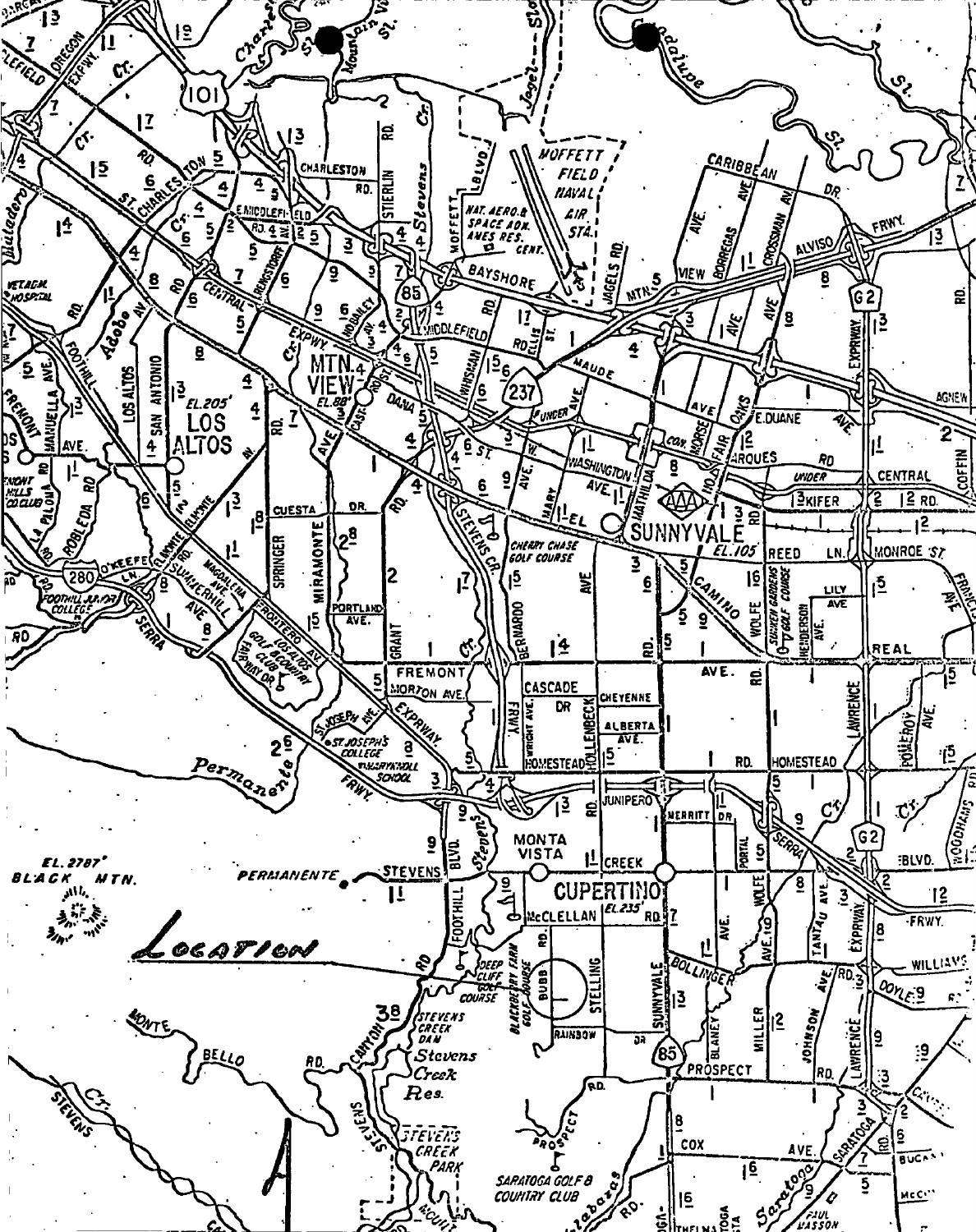Location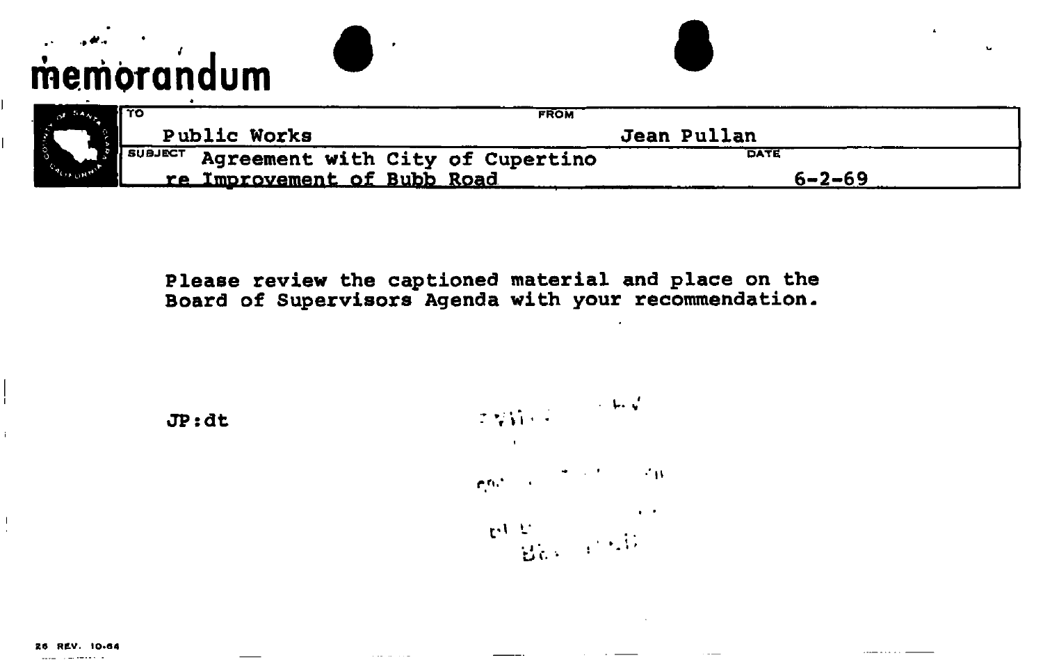# memorandum

| TO | FROM |
| --- | --- |
| Public Works | Jean Pullan |
| **SUBJECT** Agreement with City of Cupertino re Improvement of Bubb Road | **DATE** 6-2-69 |

Please review the captioned material and place on the Board of Supervisors Agenda with your recommendation.

JP:dt

26 REV. 10-64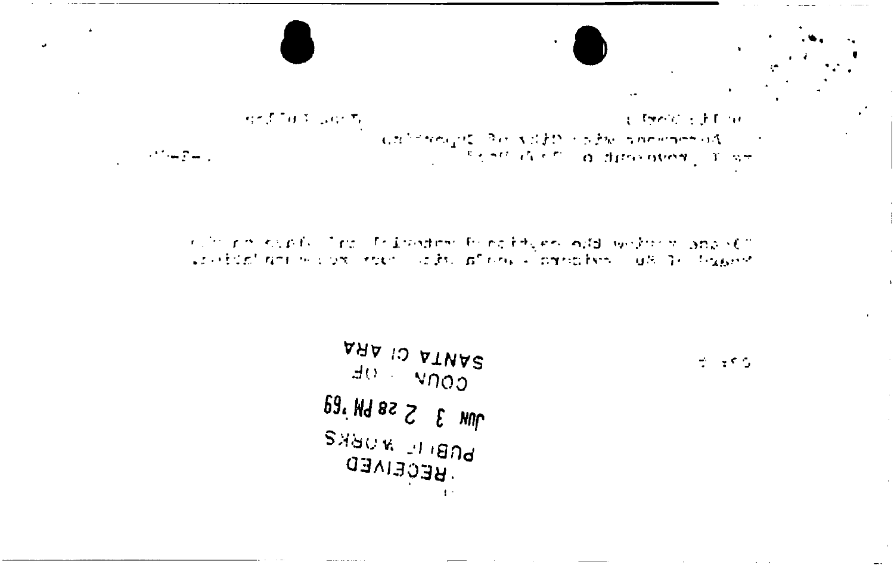RECEIVED
PUBLIC WORKS
JUN 3 2 28 PM '69
COUNTY OF
SANTA CLARA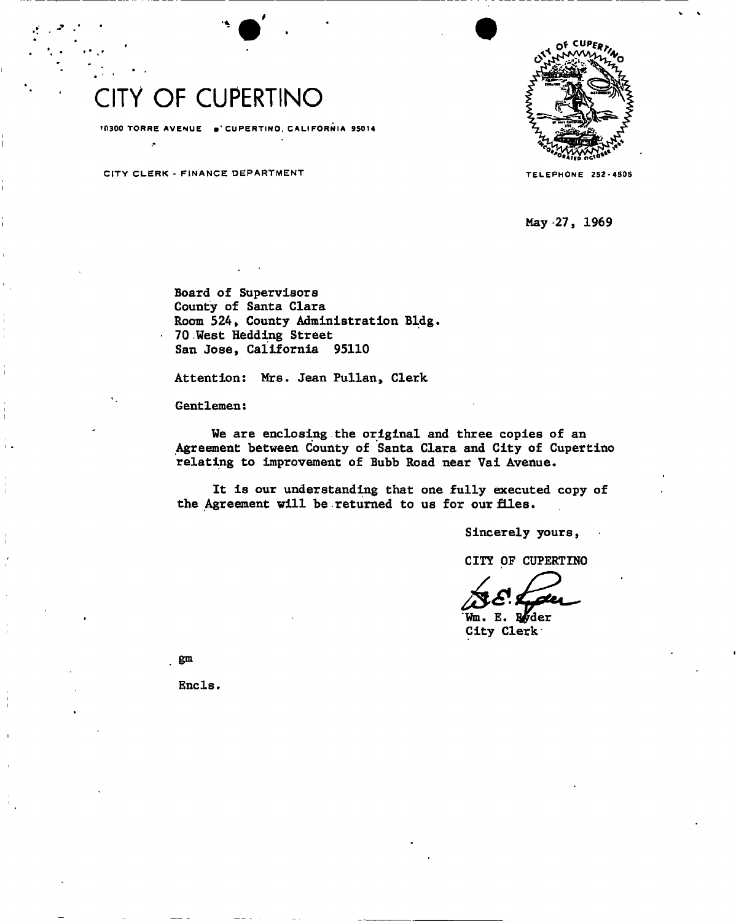# CITY OF CUPERTINO

10300 TORRE AVENUE • CUPERTINO, CALIFORNIA 95014

CITY CLERK - FINANCE DEPARTMENT

TELEPHONE 252-4505

May 27, 1969

Board of Supervisors
County of Santa Clara
Room 524, County Administration Bldg.
70 West Hedding Street
San Jose, California 95110

Attention: Mrs. Jean Pullan, Clerk

Gentlemen:

We are enclosing the original and three copies of an Agreement between County of Santa Clara and City of Cupertino relating to improvement of Bubb Road near Vai Avenue.

It is our understanding that one fully executed copy of the Agreement will be returned to us for our files.

Sincerely yours,

CITY OF CUPERTINO

Wm. E. Ryder
City Clerk

gm

Encls.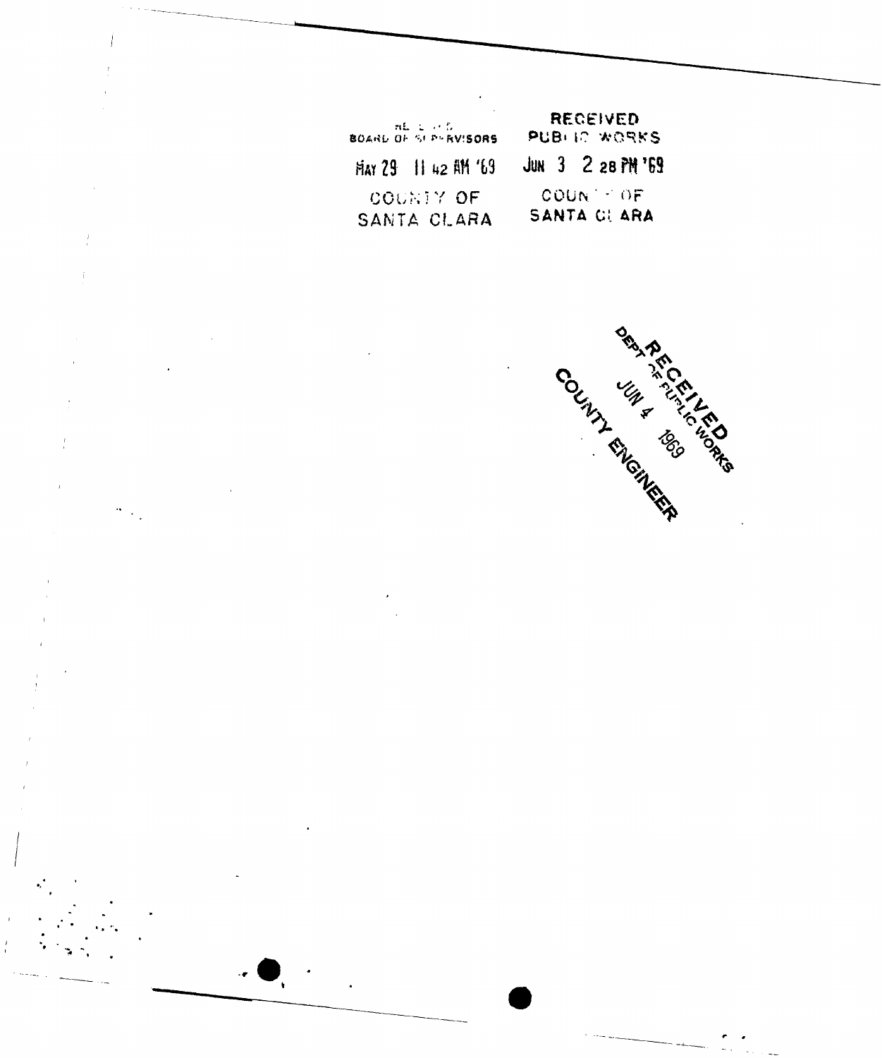RECEIVED
BOARD OF SUPERVISORS

MAY 29 11 42 AM '69

COUNTY OF
SANTA CLARA

RECEIVED
PUBLIC WORKS

JUN 3 2 28 PM '69

COUNTY OF
SANTA CLARA

RECEIVED
DEPT OF PUBLIC WORKS
JUN 4 1969
COUNTY ENGINEER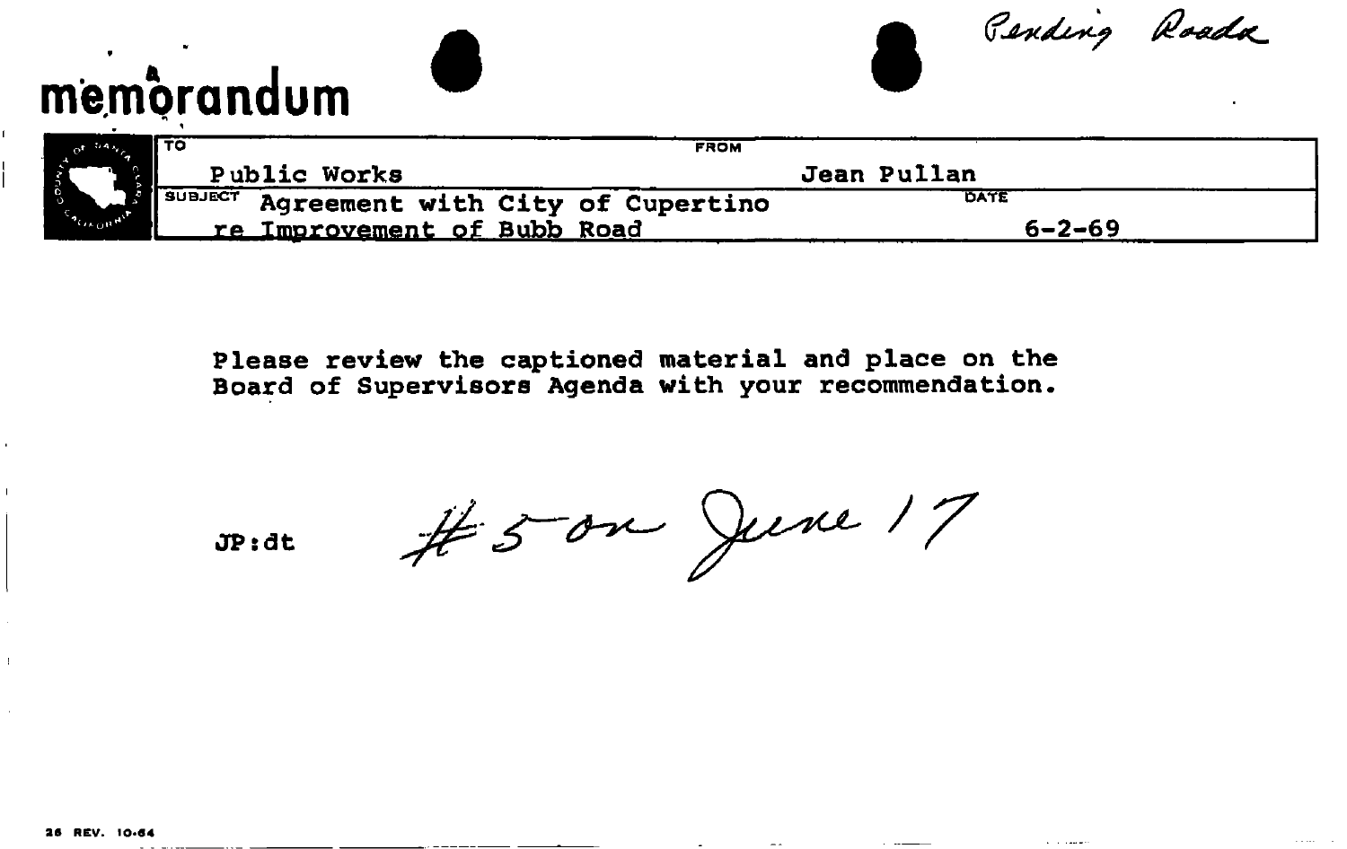*Pending Roads*

# memorandum

| TO | FROM |
|---|---|
| Public Works | Jean Pullan |
| SUBJECT Agreement with City of Cupertino re Improvement of Bubb Road | DATE 6-2-69 |

Please review the captioned material and place on the Board of Supervisors Agenda with your recommendation.

JP:dt

*#5 on June 17*

26 REV. 10-64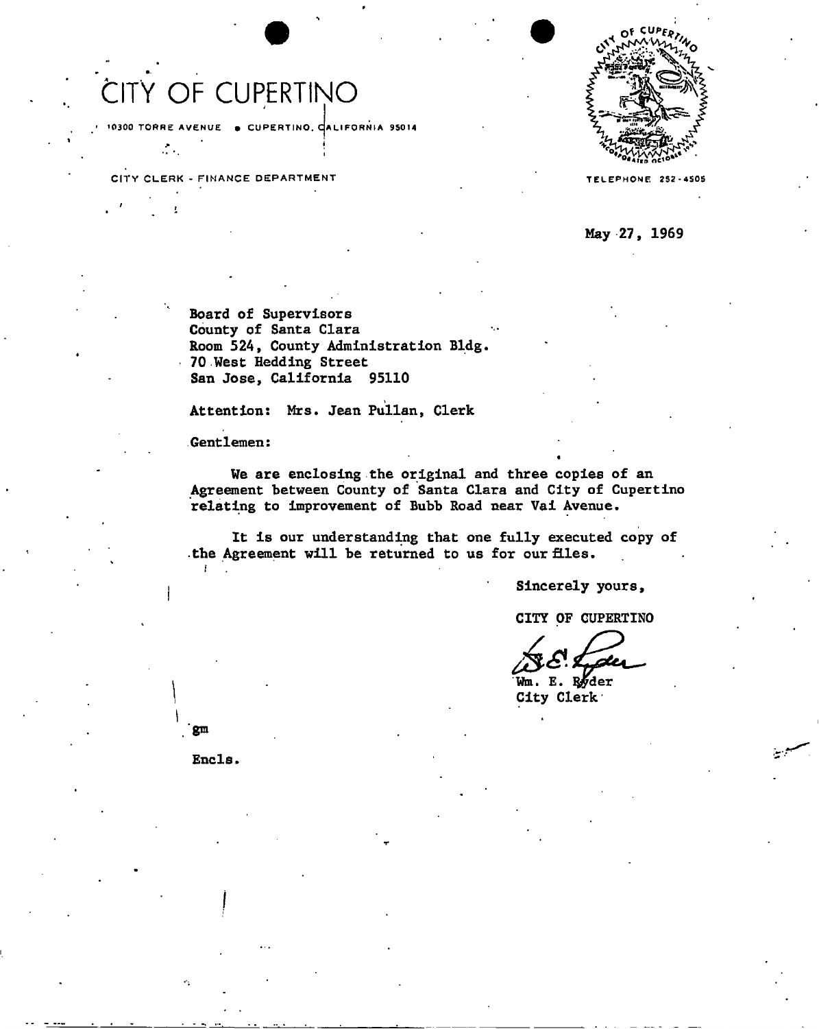# CITY OF CUPERTINO

10300 TORRE AVENUE • CUPERTINO, CALIFORNIA 95014

CITY CLERK - FINANCE DEPARTMENT

TELEPHONE 252-4505

May 27, 1969

Board of Supervisors
County of Santa Clara
Room 524, County Administration Bldg.
70 West Hedding Street
San Jose, California 95110

Attention: Mrs. Jean Pullan, Clerk

Gentlemen:

We are enclosing the original and three copies of an Agreement between County of Santa Clara and City of Cupertino relating to improvement of Bubb Road near Vai Avenue.

It is our understanding that one fully executed copy of the Agreement will be returned to us for our files.

Sincerely yours,

CITY OF CUPERTINO

Wm. E. Ryder
City Clerk

gm

Encls.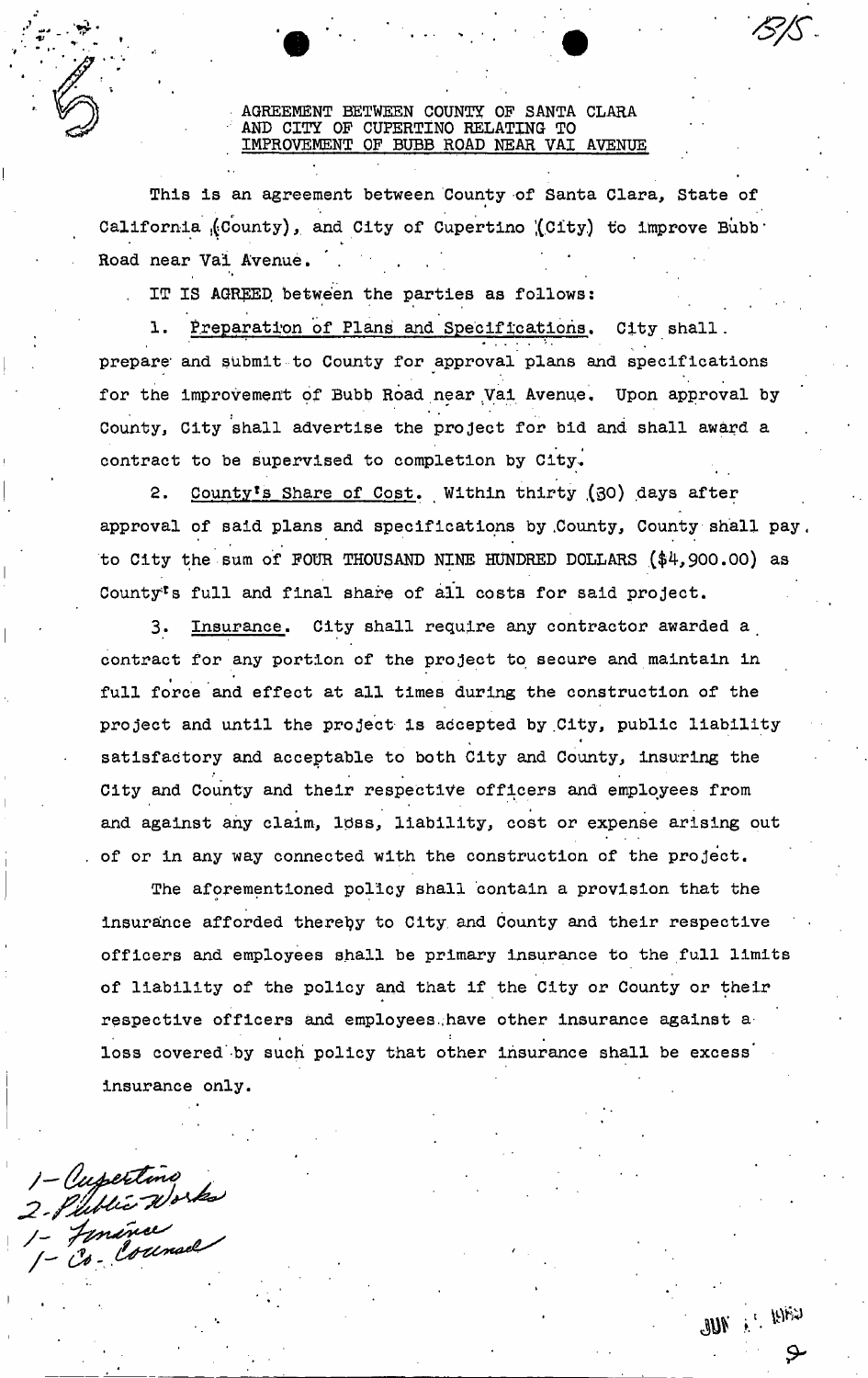# AGREEMENT BETWEEN COUNTY OF SANTA CLARA AND CITY OF CUPERTINO RELATING TO IMPROVEMENT OF BUBB ROAD NEAR VAI AVENUE

This is an agreement between County of Santa Clara, State of California (County), and City of Cupertino (City) to improve Bubb Road near Vai Avenue.

IT IS AGREED between the parties as follows:

1. Preparation of Plans and Specifications. City shall prepare and submit to County for approval plans and specifications for the improvement of Bubb Road near Vai Avenue. Upon approval by County, City shall advertise the project for bid and shall award a contract to be supervised to completion by City.

2. County's Share of Cost. Within thirty (30) days after approval of said plans and specifications by County, County shall pay to City the sum of FOUR THOUSAND NINE HUNDRED DOLLARS ($4,900.00) as County's full and final share of all costs for said project.

3. Insurance. City shall require any contractor awarded a contract for any portion of the project to secure and maintain in full force and effect at all times during the construction of the project and until the project is accepted by City, public liability satisfactory and acceptable to both City and County, insuring the City and County and their respective officers and employees from and against any claim, loss, liability, cost or expense arising out of or in any way connected with the construction of the project.

The aforementioned policy shall contain a provision that the insurance afforded thereby to City and County and their respective officers and employees shall be primary insurance to the full limits of liability of the policy and that if the City or County or their respective officers and employees have other insurance against a loss covered by such policy that other insurance shall be excess insurance only.

1 - Cupertino
2 - Public Works
1 - Finance
1 - Co. Counsel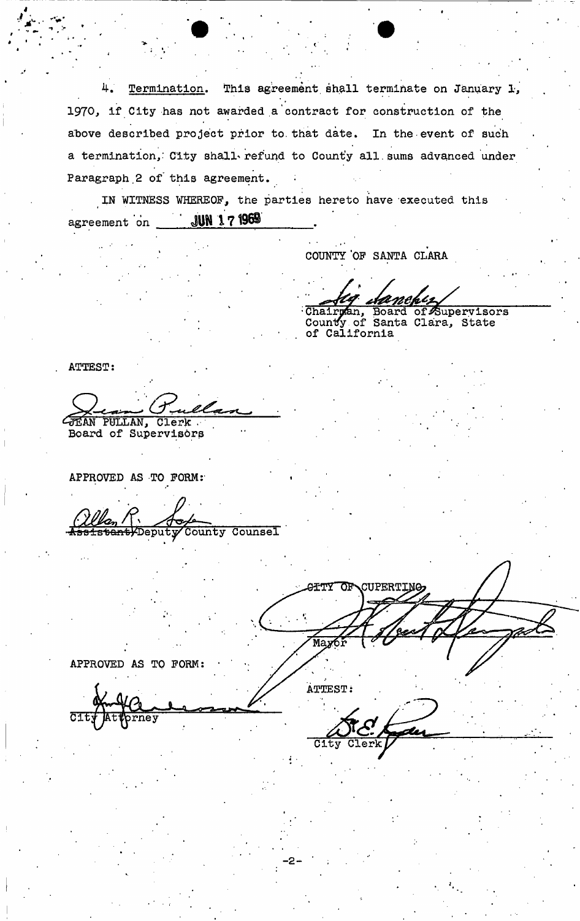4. Termination. This agreement shall terminate on January 1, 1970, if City has not awarded a contract for construction of the above described project prior to that date. In the event of such a termination, City shall refund to County all sums advanced under Paragraph 2 of this agreement.

IN WITNESS WHEREOF, the parties hereto have executed this agreement on JUN 17 1969.

COUNTY OF SANTA CLARA

Chairman, Board of Supervisors
County of Santa Clara, State of California

ATTEST:

JEAN PULLAN, Clerk
Board of Supervisors

APPROVED AS TO FORM:

~~Assistant~~/Deputy County Counsel

CITY OF CUPERTINO

Mayor

APPROVED AS TO FORM:

City Attorney

ATTEST:

City Clerk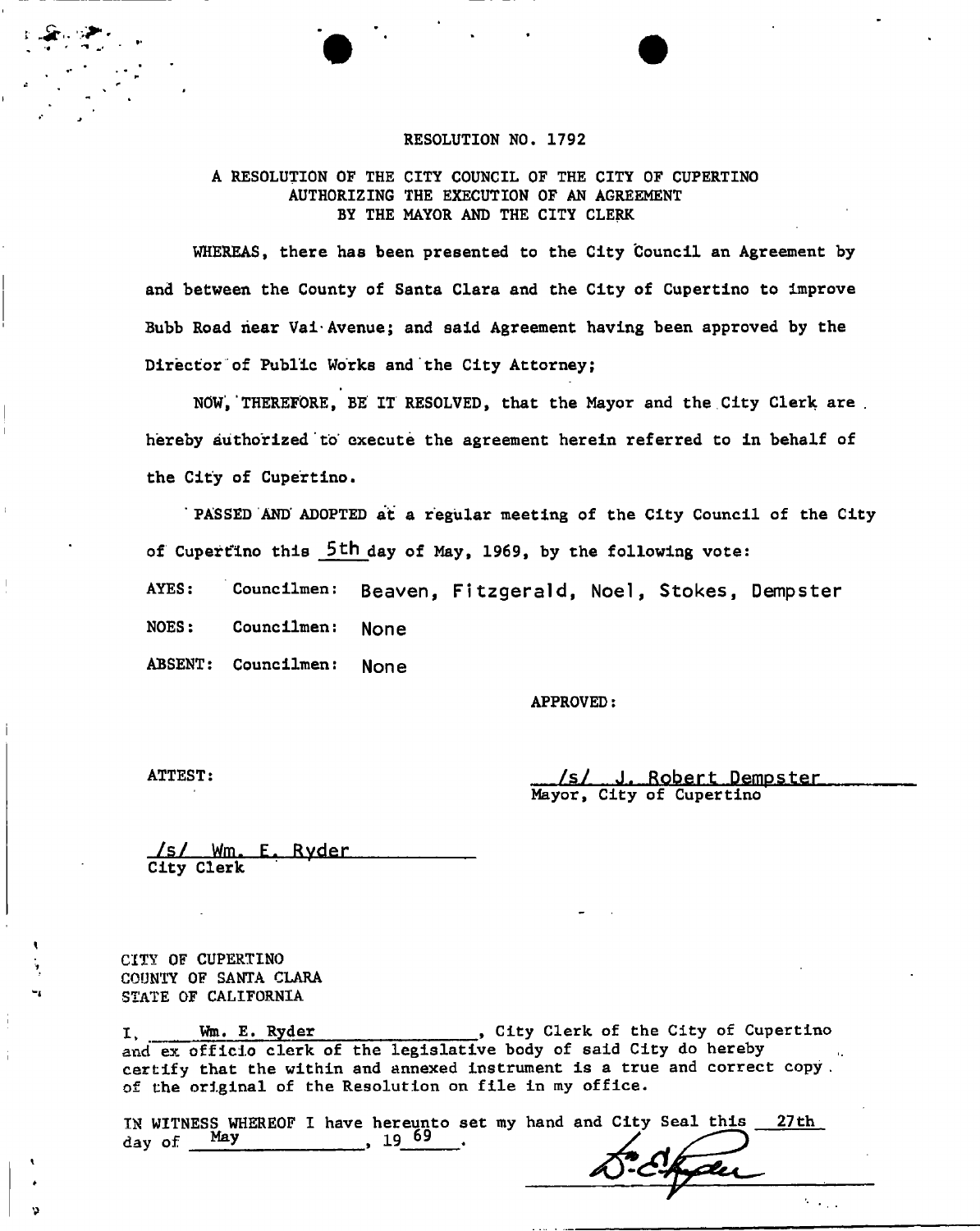# RESOLUTION NO. 1792

## A RESOLUTION OF THE CITY COUNCIL OF THE CITY OF CUPERTINO AUTHORIZING THE EXECUTION OF AN AGREEMENT BY THE MAYOR AND THE CITY CLERK

WHEREAS, there has been presented to the City Council an Agreement by and between the County of Santa Clara and the City of Cupertino to improve Bubb Road near Vai Avenue; and said Agreement having been approved by the Director of Public Works and the City Attorney;

NOW, THEREFORE, BE IT RESOLVED, that the Mayor and the City Clerk are hereby authorized to execute the agreement herein referred to in behalf of the City of Cupertino.

PASSED AND ADOPTED at a regular meeting of the City Council of the City of Cupertino this 5th day of May, 1969, by the following vote:

AYES: Councilmen: Beaven, Fitzgerald, Noel, Stokes, Dempster

NOES: Councilmen: None

ABSENT: Councilmen: None

APPROVED:

/s/ J. Robert Dempster
Mayor, City of Cupertino

ATTEST:

/s/ Wm. E. Ryder
City Clerk

CITY OF CUPERTINO
COUNTY OF SANTA CLARA
STATE OF CALIFORNIA

I, Wm. E. Ryder, City Clerk of the City of Cupertino and ex officio clerk of the legislative body of said City do hereby certify that the within and annexed instrument is a true and correct copy of the original of the Resolution on file in my office.

IN WITNESS WHEREOF I have hereunto set my hand and City Seal this 27th day of May, 1969.